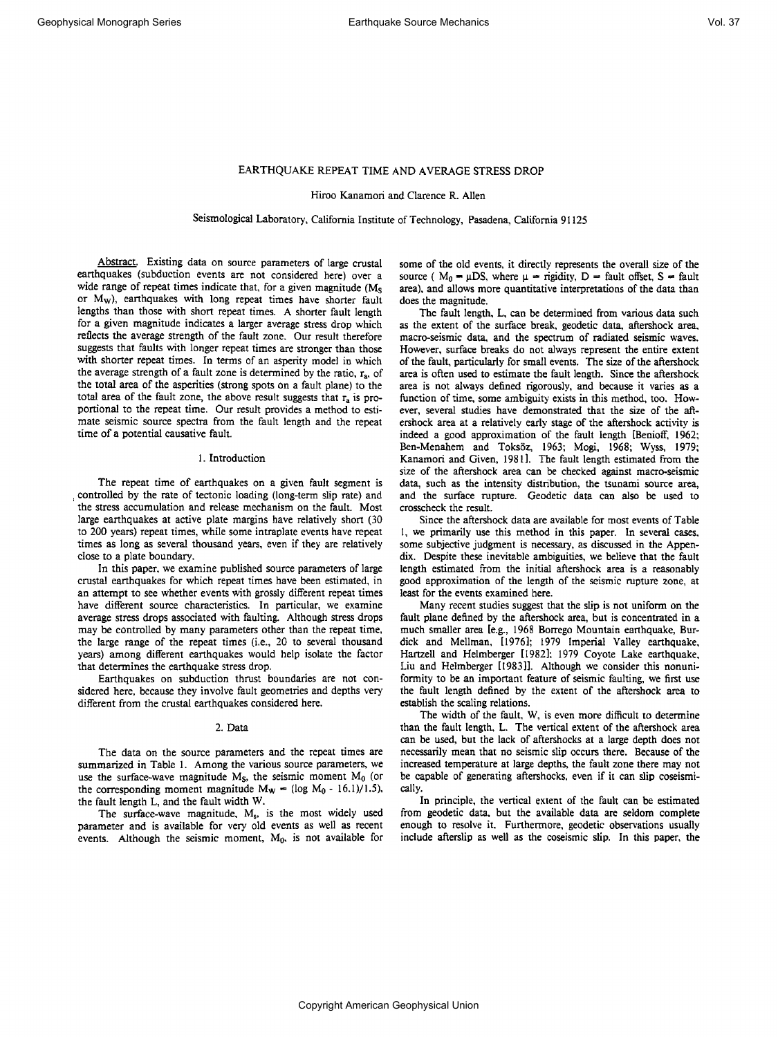# EARTHQUAKE REPEAT TIME AND AVERAGE STRESS DROP

Hiroo Kanamori and Clarence R. Allen

Seismological Laboratory, California Institute of Technology, Pasadena, California 91125

Abstract. Existing data on source parameters of large crustal earthquakes (subduction events are not considered here) over a wide range of repeat times indicate that, for a given magnitude ($M_S$ or $M_W$), earthquakes with long repeat times have shorter fault lengths than those with short repeat times. A shorter fault length for a given magnitude indicates a larger average stress drop which reflects the average strength of the fault zone. Our result therefore suggests that faults with longer repeat times are stronger than those with shorter repeat times. In terms of an asperity model in which the average strength of a fault zone is determined by the ratio, $r_a$, of the total area of the asperities (strong spots on a fault plane) to the total area of the fault zone, the above result suggests that $r_a$ is proportional to the repeat time. Our result provides a method to estimate seismic source spectra from the fault length and the repeat time of a potential causative fault.

## 1. Introduction

The repeat time of earthquakes on a given fault segment is controlled by the rate of tectonic loading (long-term slip rate) and the stress accumulation and release mechanism on the fault. Most large earthquakes at active plate margins have relatively short (30 to 200 years) repeat times, while some intraplate events have repeat times as long as several thousand years, even if they are relatively close to a plate boundary.

In this paper, we examine published source parameters of large crustal earthquakes for which repeat times have been estimated, in an attempt to see whether events with grossly different repeat times have different source characteristics. In particular, we examine average stress drops associated with faulting. Although stress drops may be controlled by many parameters other than the repeat time, the large range of the repeat times (i.e., 20 to several thousand years) among different earthquakes would help isolate the factor that determines the earthquake stress drop.

Earthquakes on subduction thrust boundaries are not considered here, because they involve fault geometries and depths very different from the crustal earthquakes considered here.

## 2. Data

The data on the source parameters and the repeat times are summarized in Table 1. Among the various source parameters, we use the surface-wave magnitude $M_S$, the seismic moment $M_0$ (or the corresponding moment magnitude $M_W = (\log M_0 - 16.1)/1.5$), the fault length L, and the fault width W.

The surface-wave magnitude, $M_s$, is the most widely used parameter and is available for very old events as well as recent events. Although the seismic moment, $M_0$, is not available for some of the old events, it directly represents the overall size of the source ( $M_0 = \mu DS$, where $\mu$ = rigidity, D = fault offset, S = fault area), and allows more quantitative interpretations of the data than does the magnitude.

The fault length, L, can be determined from various data such as the extent of the surface break, geodetic data, aftershock area, macro-seismic data, and the spectrum of radiated seismic waves. However, surface breaks do not always represent the entire extent of the fault, particularly for small events. The size of the aftershock area is often used to estimate the fault length. Since the aftershock area is not always defined rigorously, and because it varies as a function of time, some ambiguity exists in this method, too. However, several studies have demonstrated that the size of the aftershock area at a relatively early stage of the aftershock activity is indeed a good approximation of the fault length [Benioff, 1962; Ben-Menahem and Toksöz, 1963; Mogi, 1968; Wyss, 1979; Kanamori and Given, 1981]. The fault length estimated from the size of the aftershock area can be checked against macro-seismic data, such as the intensity distribution, the tsunami source area, and the surface rupture. Geodetic data can also be used to crosscheck the result.

Since the aftershock data are available for most events of Table 1, we primarily use this method in this paper. In several cases, some subjective judgment is necessary, as discussed in the Appendix. Despite these inevitable ambiguities, we believe that the fault length estimated from the initial aftershock area is a reasonably good approximation of the length of the seismic rupture zone, at least for the events examined here.

Many recent studies suggest that the slip is not uniform on the fault plane defined by the aftershock area, but is concentrated in a much smaller area [e.g., 1968 Borrego Mountain earthquake, Burdick and Mellman, [1976]; 1979 Imperial Valley earthquake, Hartzell and Helmberger [1982]; 1979 Coyote Lake earthquake, Liu and Helmberger [1983]]. Although we consider this nonuniformity to be an important feature of seismic faulting, we first use the fault length defined by the extent of the aftershock area to establish the scaling relations.

The width of the fault, W, is even more difficult to determine than the fault length, L. The vertical extent of the aftershock area can be used, but the lack of aftershocks at a large depth does not necessarily mean that no seismic slip occurs there. Because of the increased temperature at large depths, the fault zone there may not be capable of generating aftershocks, even if it can slip coseismically.

In principle, the vertical extent of the fault can be estimated from geodetic data, but the available data are seldom complete enough to resolve it. Furthermore, geodetic observations usually include afterslip as well as the coseismic slip. In this paper, the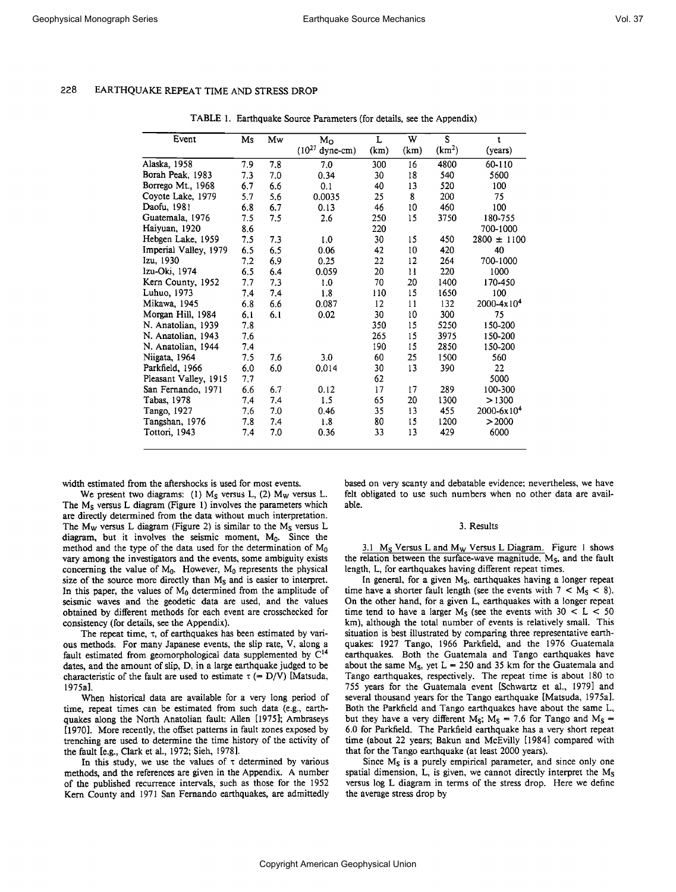TABLE 1. Earthquake Source Parameters (for details, see the Appendix)

| Event | Ms | Mw | $M_0$ ($10^{27}$ dyne-cm) | L (km) | W (km) | S ($km^2$) | t (years) |
|---|---|---|---|---|---|---|---|
| Alaska, 1958 | 7.9 | 7.8 | 7.0 | 300 | 16 | 4800 | 60-110 |
| Borah Peak, 1983 | 7.3 | 7.0 | 0.34 | 30 | 18 | 540 | 5600 |
| Borrego Mt., 1968 | 6.7 | 6.6 | 0.1 | 40 | 13 | 520 | 100 |
| Coyote Lake, 1979 | 5.7 | 5.6 | 0.0035 | 25 | 8 | 200 | 75 |
| Daofu, 1981 | 6.8 | 6.7 | 0.13 | 46 | 10 | 460 | 100 |
| Guatemala, 1976 | 7.5 | 7.5 | 2.6 | 250 | 15 | 3750 | 180-755 |
| Haiyuan, 1920 | 8.6 | | | 220 | | | 700-1000 |
| Hebgen Lake, 1959 | 7.5 | 7.3 | 1.0 | 30 | 15 | 450 | 2800 ± 1100 |
| Imperial Valley, 1979 | 6.5 | 6.5 | 0.06 | 42 | 10 | 420 | 40 |
| Izu, 1930 | 7.2 | 6.9 | 0.25 | 22 | 12 | 264 | 700-1000 |
| Izu-Oki, 1974 | 6.5 | 6.4 | 0.059 | 20 | 11 | 220 | 1000 |
| Kern County, 1952 | 7.7 | 7.3 | 1.0 | 70 | 20 | 1400 | 170-450 |
| Luhuo, 1973 | 7.4 | 7.4 | 1.8 | 110 | 15 | 1650 | 100 |
| Mikawa, 1945 | 6.8 | 6.6 | 0.087 | 12 | 11 | 132 | 2000-4x$10^4$ |
| Morgan Hill, 1984 | 6.1 | 6.1 | 0.02 | 30 | 10 | 300 | 75 |
| N. Anatolian, 1939 | 7.8 | | | 350 | 15 | 5250 | 150-200 |
| N. Anatolian, 1943 | 7.6 | | | 265 | 15 | 3975 | 150-200 |
| N. Anatolian, 1944 | 7.4 | | | 190 | 15 | 2850 | 150-200 |
| Niigata, 1964 | 7.5 | 7.6 | 3.0 | 60 | 25 | 1500 | 560 |
| Parkfield, 1966 | 6.0 | 6.0 | 0.014 | 30 | 13 | 390 | 22 |
| Pleasant Valley, 1915 | 7.7 | | | 62 | | | 5000 |
| San Fernando, 1971 | 6.6 | 6.7 | 0.12 | 17 | 17 | 289 | 100-300 |
| Tabas, 1978 | 7.4 | 7.4 | 1.5 | 65 | 20 | 1300 | >1300 |
| Tango, 1927 | 7.6 | 7.0 | 0.46 | 35 | 13 | 455 | 2000-6x$10^4$ |
| Tangshan, 1976 | 7.8 | 7.4 | 1.8 | 80 | 15 | 1200 | >2000 |
| Tottori, 1943 | 7.4 | 7.0 | 0.36 | 33 | 13 | 429 | 6000 |

width estimated from the aftershocks is used for most events.

We present two diagrams: (1) $M_S$ versus L, (2) $M_W$ versus L. The $M_S$ versus L diagram (Figure 1) involves the parameters which are directly determined from the data without much interpretation. The $M_W$ versus L diagram (Figure 2) is similar to the $M_S$ versus L diagram, but it involves the seismic moment, $M_0$. Since the method and the type of the data used for the determination of $M_0$ vary among the investigators and the events, some ambiguity exists concerning the value of $M_0$. However, $M_0$ represents the physical size of the source more directly than $M_S$ and is easier to interpret. In this paper, the values of $M_0$ determined from the amplitude of seismic waves and the geodetic data are used, and the values obtained by different methods for each event are crosschecked for consistency (for details, see the Appendix).

The repeat time, $\tau$, of earthquakes has been estimated by various methods. For many Japanese events, the slip rate, V, along a fault estimated from geomorphological data supplemented by $C^{14}$ dates, and the amount of slip, D, in a large earthquake judged to be characteristic of the fault are used to estimate $\tau$ (= D/V) [Matsuda, 1975a].

When historical data are available for a very long period of time, repeat times can be estimated from such data (e.g., earthquakes along the North Anatolian fault: Allen [1975]; Ambraseys [1970]. More recently, the offset patterns in fault zones exposed by trenching are used to determine the time history of the activity of the fault [e.g., Clark et al., 1972; Sieh, 1978].

In this study, we use the values of $\tau$ determined by various methods, and the references are given in the Appendix. A number of the published recurrence intervals, such as those for the 1952 Kern County and 1971 San Fernando earthquakes, are admittedly based on very scanty and debatable evidence; nevertheless, we have felt obligated to use such numbers when no other data are available.

## 3. Results

3.1 $M_S$ Versus L and $M_W$ Versus L Diagram. Figure 1 shows the relation between the surface-wave magnitude, $M_S$, and the fault length, L, for earthquakes having different repeat times.

In general, for a given $M_S$, earthquakes having a longer repeat time have a shorter fault length (see the events with $7 < M_S < 8$). On the other hand, for a given L, earthquakes with a longer repeat time tend to have a larger $M_S$ (see the events with $30 < L < 50$ km), although the total number of events is relatively small. This situation is best illustrated by comparing three representative earthquakes: 1927 Tango, 1966 Parkfield, and the 1976 Guatemala earthquakes. Both the Guatemala and Tango earthquakes have about the same $M_S$, yet L = 250 and 35 km for the Guatemala and Tango earthquakes, respectively. The repeat time is about 180 to 755 years for the Guatemala event [Schwartz et al., 1979] and several thousand years for the Tango earthquake [Matsuda, 1975a]. Both the Parkfield and Tango earthquakes have about the same L, but they have a very different $M_S$; $M_S$ = 7.6 for Tango and $M_S$ = 6.0 for Parkfield. The Parkfield earthquake has a very short repeat time (about 22 years; Bakun and McEvilly [1984] compared with that for the Tango earthquake (at least 2000 years).

Since $M_S$ is a purely empirical parameter, and since only one spatial dimension, L, is given, we cannot directly interpret the $M_S$ versus log L diagram in terms of the stress drop. Here we define the average stress drop by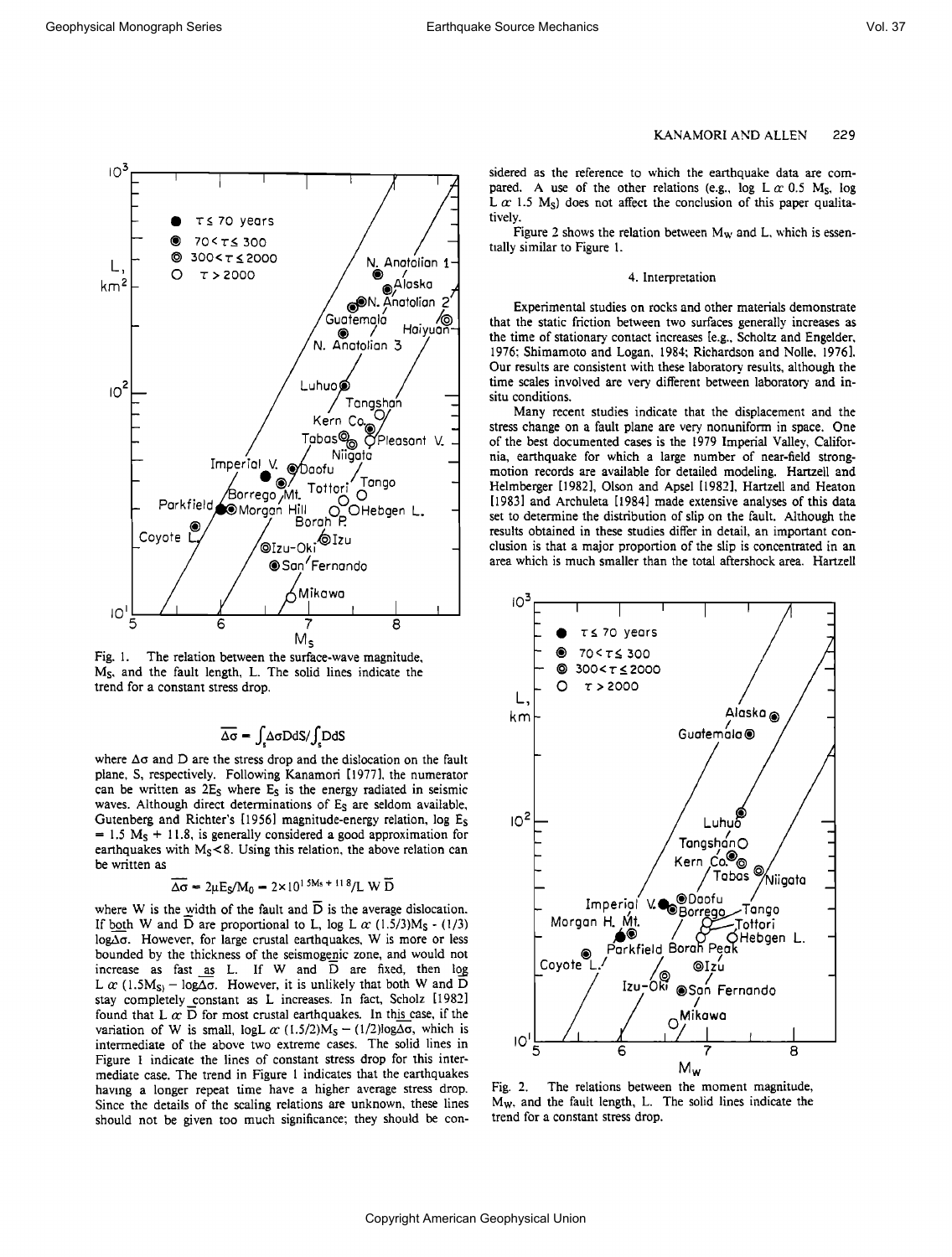Fig. 1. The relation between the surface-wave magnitude, $M_S$, and the fault length, L. The solid lines indicate the trend for a constant stress drop.

$$\overline{\Delta\sigma} = \int_S \Delta\sigma D dS / \int_S D dS$$

where $\Delta\sigma$ and D are the stress drop and the dislocation on the fault plane, S, respectively. Following Kanamori [1977], the numerator can be written as $2E_S$ where $E_S$ is the energy radiated in seismic waves. Although direct determinations of $E_S$ are seldom available, Gutenberg and Richter's [1956] magnitude-energy relation, $\log E_S = 1.5 M_S + 11.8$, is generally considered a good approximation for earthquakes with $M_S < 8$. Using this relation, the above relation can be written as

$$\overline{\Delta\sigma} = 2\mu E_S / M_0 = 2 \times 10^{1.5M_S + 11.8} / L\, W\, \overline{D}$$

where W is the width of the fault and $\overline{D}$ is the average dislocation. If both W and $\overline{D}$ are proportional to L, $\log L \propto (1.5/3)M_S - (1/3)\log\overline{\Delta\sigma}$. However, for large crustal earthquakes, W is more or less bounded by the thickness of the seismogenic zone, and would not increase as fast as L. If W and $\overline{D}$ are fixed, then $\log L \propto (1.5M_S) - \log\overline{\Delta\sigma}$. However, it is unlikely that both W and $\overline{D}$ stay completely constant as L increases. In fact, Scholz [1982] found that $L \propto \overline{D}$ for most crustal earthquakes. In this case, if the variation of W is small, $\log L \propto (1.5/2)M_S - (1/2)\log\overline{\Delta\sigma}$, which is intermediate of the above two extreme cases. The solid lines in Figure 1 indicate the lines of constant stress drop for this intermediate case. The trend in Figure 1 indicates that the earthquakes having a longer repeat time have a higher average stress drop. Since the details of the scaling relations are unknown, these lines should not be given too much significance; they should be considered as the reference to which the earthquake data are compared. A use of the other relations (e.g., $\log L \propto 0.5\ M_S$, $\log L \propto 1.5\ M_S$) does not affect the conclusion of this paper qualitatively.

Figure 2 shows the relation between $M_W$ and L, which is essentially similar to Figure 1.

## 4. Interpretation

Experimental studies on rocks and other materials demonstrate that the static friction between two surfaces generally increases as the time of stationary contact increases [e.g., Scholtz and Engelder, 1976; Shimamoto and Logan, 1984; Richardson and Nolle, 1976]. Our results are consistent with these laboratory results, although the time scales involved are very different between laboratory and in-situ conditions.

Many recent studies indicate that the displacement and the stress change on a fault plane are very nonuniform in space. One of the best documented cases is the 1979 Imperial Valley, California, earthquake for which a large number of near-field strong-motion records are available for detailed modeling. Hartzell and Helmberger [1982], Olson and Apsel [1982], Hartzell and Heaton [1983] and Archuleta [1984] made extensive analyses of this data set to determine the distribution of slip on the fault. Although the results obtained in these studies differ in detail, an important conclusion is that a major proportion of the slip is concentrated in an area which is much smaller than the total aftershock area. Hartzell

Fig. 2. The relations between the moment magnitude, $M_W$, and the fault length, L. The solid lines indicate the trend for a constant stress drop.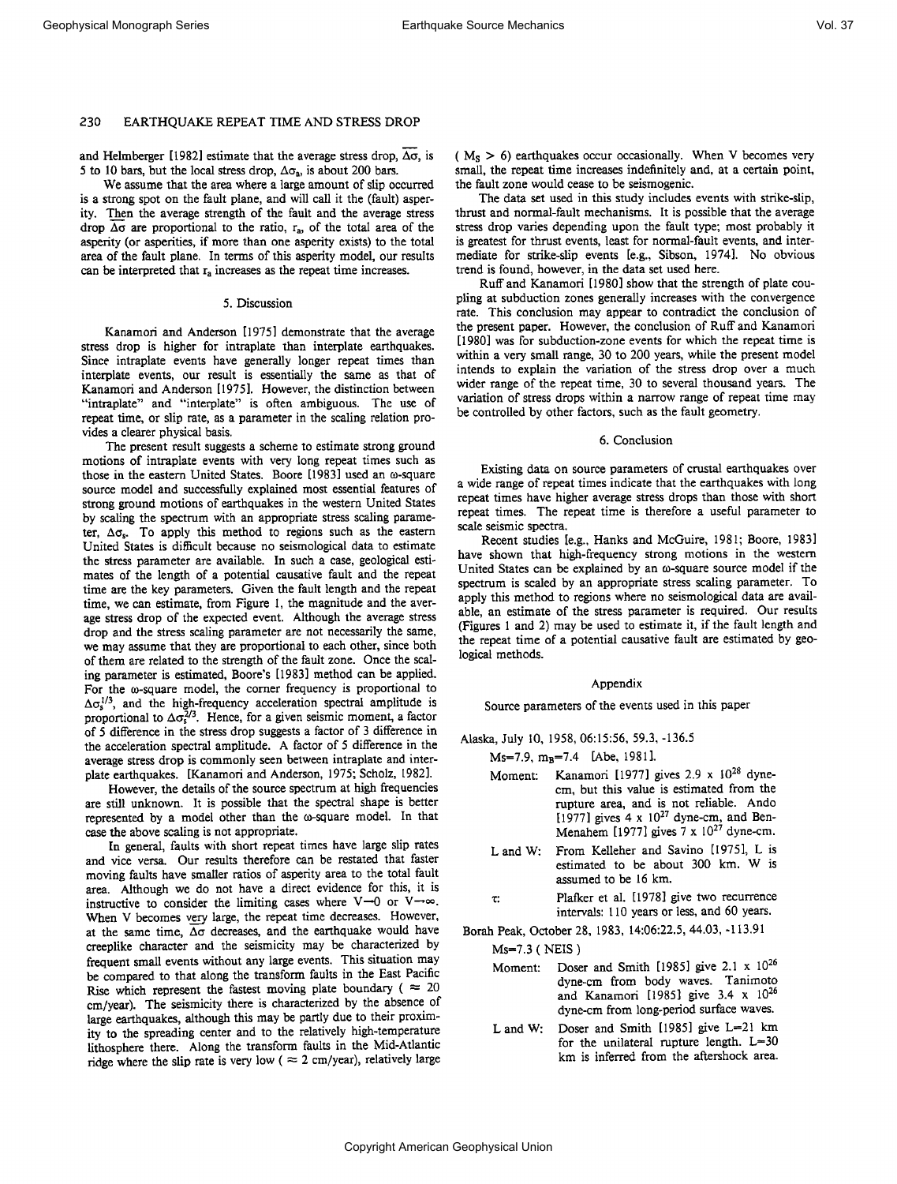and Helmberger [1982] estimate that the average stress drop, $\overline{\Delta\sigma}$, is 5 to 10 bars, but the local stress drop, $\Delta\sigma_a$, is about 200 bars.

We assume that the area where a large amount of slip occurred is a strong spot on the fault plane, and will call it the (fault) asperity. Then the average strength of the fault and the average stress drop $\overline{\Delta\sigma}$ are proportional to the ratio, $r_a$, of the total area of the asperity (or asperities, if more than one asperity exists) to the total area of the fault plane. In terms of this asperity model, our results can be interpreted that $r_a$ increases as the repeat time increases.

## 5. Discussion

Kanamori and Anderson [1975] demonstrate that the average stress drop is higher for intraplate than interplate earthquakes. Since intraplate events have generally longer repeat times than interplate events, our result is essentially the same as that of Kanamori and Anderson [1975]. However, the distinction between "intraplate" and "interplate" is often ambiguous. The use of repeat time, or slip rate, as a parameter in the scaling relation provides a clearer physical basis.

The present result suggests a scheme to estimate strong ground motions of intraplate events with very long repeat times such as those in the eastern United States. Boore [1983] used an ω-square source model and successfully explained most essential features of strong ground motions of earthquakes in the western United States by scaling the spectrum with an appropriate stress scaling parameter, $\Delta\sigma_s$. To apply this method to regions such as the eastern United States is difficult because no seismological data to estimate the stress parameter are available. In such a case, geological estimates of the length of a potential causative fault and the repeat time are the key parameters. Given the fault length and the repeat time, we can estimate, from Figure 1, the magnitude and the average stress drop of the expected event. Although the average stress drop and the stress scaling parameter are not necessarily the same, we may assume that they are proportional to each other, since both of them are related to the strength of the fault zone. Once the scaling parameter is estimated, Boore's [1983] method can be applied. For the ω-square model, the corner frequency is proportional to $\Delta\sigma_s^{1/3}$, and the high-frequency acceleration spectral amplitude is proportional to $\Delta\sigma_s^{2/3}$. Hence, for a given seismic moment, a factor of 5 difference in the stress drop suggests a factor of 3 difference in the acceleration spectral amplitude. A factor of 5 difference in the average stress drop is commonly seen between intraplate and interplate earthquakes. [Kanamori and Anderson, 1975; Scholz, 1982].

However, the details of the source spectrum at high frequencies are still unknown. It is possible that the spectral shape is better represented by a model other than the ω-square model. In that case the above scaling is not appropriate.

In general, faults with short repeat times have large slip rates and vice versa. Our results therefore can be restated that faster moving faults have smaller ratios of asperity area to the total fault area. Although we do not have a direct evidence for this, it is instructive to consider the limiting cases where $V \rightarrow 0$ or $V \rightarrow \infty$. When V becomes very large, the repeat time decreases. However, at the same time, $\overline{\Delta\sigma}$ decreases, and the earthquake would have creeplike character and the seismicity may be characterized by frequent small events without any large events. This situation may be compared to that along the transform faults in the East Pacific Rise which represent the fastest moving plate boundary ( $\approx$ 20 cm/year). The seismicity there is characterized by the absence of large earthquakes, although this may be partly due to their proximity to the spreading center and to the relatively high-temperature lithosphere there. Along the transform faults in the Mid-Atlantic ridge where the slip rate is very low ( $\approx$ 2 cm/year), relatively large ( $M_S > 6$) earthquakes occur occasionally. When V becomes very small, the repeat time increases indefinitely and, at a certain point, the fault zone would cease to be seismogenic.

The data set used in this study includes events with strike-slip, thrust and normal-fault mechanisms. It is possible that the average stress drop varies depending upon the fault type; most probably it is greatest for thrust events, least for normal-fault events, and intermediate for strike-slip events [e.g., Sibson, 1974]. No obvious trend is found, however, in the data set used here.

Ruff and Kanamori [1980] show that the strength of plate coupling at subduction zones generally increases with the convergence rate. This conclusion may appear to contradict the conclusion of the present paper. However, the conclusion of Ruff and Kanamori [1980] was for subduction-zone events for which the repeat time is within a very small range, 30 to 200 years, while the present model intends to explain the variation of the stress drop over a much wider range of the repeat time, 30 to several thousand years. The variation of stress drops within a narrow range of repeat time may be controlled by other factors, such as the fault geometry.

## 6. Conclusion

Existing data on source parameters of crustal earthquakes over a wide range of repeat times indicate that the earthquakes with long repeat times have higher average stress drops than those with short repeat times. The repeat time is therefore a useful parameter to scale seismic spectra.

Recent studies [e.g., Hanks and McGuire, 1981; Boore, 1983] have shown that high-frequency strong motions in the western United States can be explained by an ω-square source model if the spectrum is scaled by an appropriate stress scaling parameter. To apply this method to regions where no seismological data are available, an estimate of the stress parameter is required. Our results (Figures 1 and 2) may be used to estimate it, if the fault length and the repeat time of a potential causative fault are estimated by geological methods.

## Appendix

Source parameters of the events used in this paper

Alaska, July 10, 1958, 06:15:56, 59.3, -136.5

$M_s$=7.9, $m_B$=7.4 [Abe, 1981].

- Moment: Kanamori [1977] gives 2.9 x $10^{28}$ dyne-cm, but this value is estimated from the rupture area, and is not reliable. Ando [1977] gives 4 x $10^{27}$ dyne-cm, and Ben-Menahem [1977] gives 7 x $10^{27}$ dyne-cm.
- L and W: From Kelleher and Savino [1975], L is estimated to be about 300 km. W is assumed to be 16 km.
- $\tau$: Plafker et al. [1978] give two recurrence intervals: 110 years or less, and 60 years.

Borah Peak, October 28, 1983, 14:06:22.5, 44.03, -113.91

$M_s$=7.3 ( NEIS )

- Moment: Doser and Smith [1985] give 2.1 x $10^{26}$ dyne-cm from body waves. Tanimoto and Kanamori [1985] give 3.4 x $10^{26}$ dyne-cm from long-period surface waves.
- L and W: Doser and Smith [1985] give L=21 km for the unilateral rupture length. L=30 km is inferred from the aftershock area.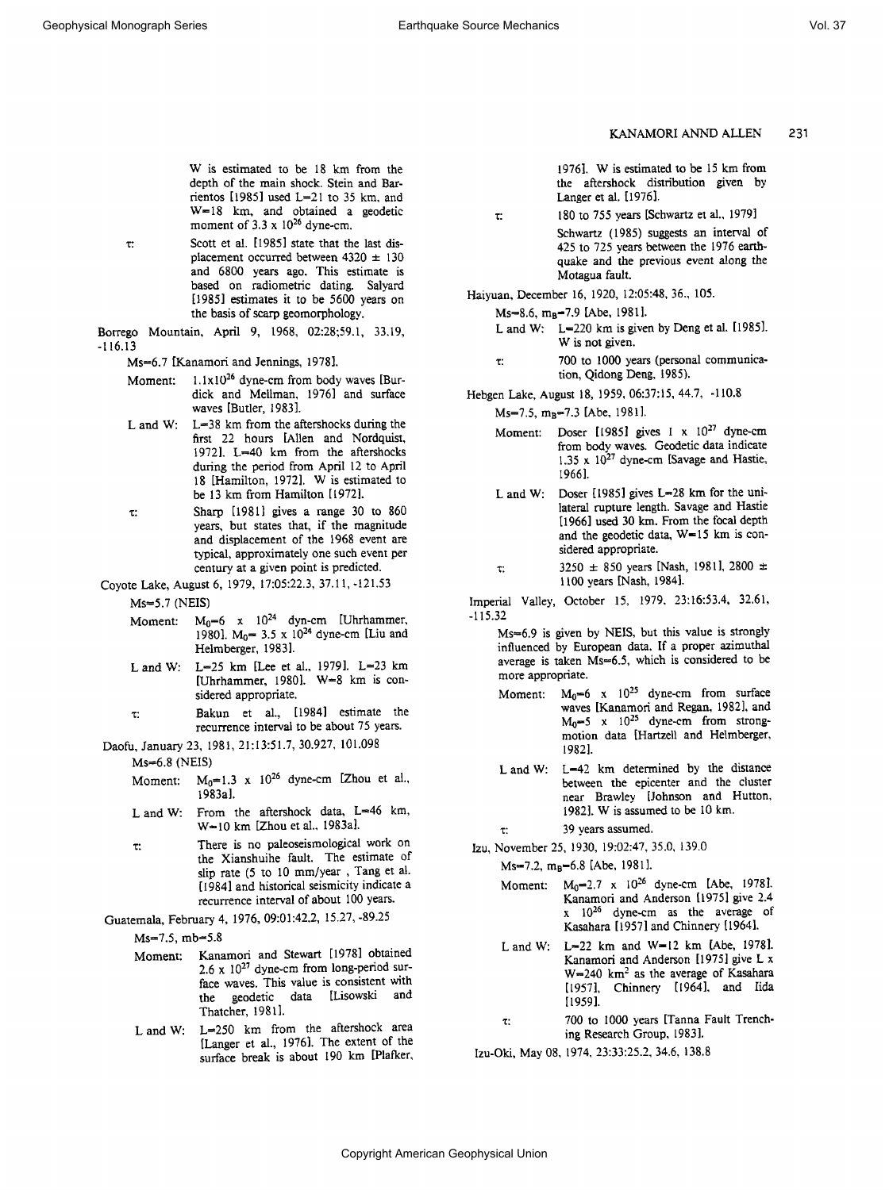W is estimated to be 18 km from the depth of the main shock. Stein and Barrientos [1985] used L=21 to 35 km, and W=18 km, and obtained a geodetic moment of $3.3 \times 10^{26}$ dyne-cm.

τ: Scott et al. [1985] state that the last displacement occurred between 4320 ± 130 and 6800 years ago. This estimate is based on radiometric dating. Salyard [1985] estimates it to be 5600 years on the basis of scarp geomorphology.

Borrego Mountain, April 9, 1968, 02:28;59.1, 33.19, -116.13

Ms=6.7 [Kanamori and Jennings, 1978].

Moment: $1.1 \times 10^{26}$ dyne-cm from body waves [Burdick and Mellman, 1976] and surface waves [Butler, 1983].

L and W: L=38 km from the aftershocks during the first 22 hours [Allen and Nordquist, 1972]. L=40 km from the aftershocks during the period from April 12 to April 18 [Hamilton, 1972]. W is estimated to be 13 km from Hamilton [1972].

τ: Sharp [1981] gives a range 30 to 860 years, but states that, if the magnitude and displacement of the 1968 event are typical, approximately one such event per century at a given point is predicted.

Coyote Lake, August 6, 1979, 17:05:22.3, 37.11, -121.53

Ms=5.7 (NEIS)

Moment: $M_0 = 6 \times 10^{24}$ dyn-cm [Uhrhammer, 1980]. $M_0 = 3.5 \times 10^{24}$ dyne-cm [Liu and Helmberger, 1983].

L and W: L=25 km [Lee et al., 1979]. L=23 km [Uhrhammer, 1980]. W=8 km is considered appropriate.

τ: Bakun et al., [1984] estimate the recurrence interval to be about 75 years.

Daofu, January 23, 1981, 21:13:51.7, 30.927, 101.098

Ms=6.8 (NEIS)

Moment: $M_0 = 1.3 \times 10^{26}$ dyne-cm [Zhou et al., 1983a].

L and W: From the aftershock data, L=46 km, W=10 km [Zhou et al., 1983a].

τ: There is no paleoseismological work on the Xianshuihe fault. The estimate of slip rate (5 to 10 mm/year , Tang et al. [1984] and historical seismicity indicate a recurrence interval of about 100 years.

Guatemala, February 4, 1976, 09:01:42.2, 15.27, -89.25

Ms=7.5, mb=5.8

Moment: Kanamori and Stewart [1978] obtained $2.6 \times 10^{27}$ dyne-cm from long-period surface waves. This value is consistent with the geodetic data [Lisowski and Thatcher, 1981].

L and W: L=250 km from the aftershock area [Langer et al., 1976]. The extent of the surface break is about 190 km [Plafker, 1976]. W is estimated to be 15 km from the aftershock distribution given by Langer et al. [1976].

τ: 180 to 755 years [Schwartz et al., 1979]

Schwartz (1985) suggests an interval of 425 to 725 years between the 1976 earthquake and the previous event along the Motagua fault.

Haiyuan, December 16, 1920, 12:05:48, 36., 105.

Ms=8.6, $m_B$=7.9 [Abe, 1981].

L and W: L=220 km is given by Deng et al. [1985]. W is not given.

τ: 700 to 1000 years (personal communication, Qidong Deng, 1985).

Hebgen Lake, August 18, 1959, 06:37:15, 44.7, -110.8

Ms=7.5, $m_B$=7.3 [Abe, 1981].

Moment: Doser [1985] gives $1 \times 10^{27}$ dyne-cm from body waves. Geodetic data indicate $1.35 \times 10^{27}$ dyne-cm [Savage and Hastie, 1966].

L and W: Doser [1985] gives L=28 km for the unilateral rupture length. Savage and Hastie [1966] used 30 km. From the focal depth and the geodetic data, W=15 km is considered appropriate.

τ: 3250 ± 850 years [Nash, 1981], 2800 ± 1100 years [Nash, 1984].

Imperial Valley, October 15, 1979, 23:16:53.4, 32.61, -115.32

Ms=6.9 is given by NEIS, but this value is strongly influenced by European data. If a proper azimuthal average is taken Ms=6.5, which is considered to be more appropriate.

Moment: $M_0 = 6 \times 10^{25}$ dyne-cm from surface waves [Kanamori and Regan, 1982], and $M_0 = 5 \times 10^{25}$ dyne-cm from strong-motion data [Hartzell and Helmberger, 1982].

L and W: L=42 km determined by the distance between the epicenter and the cluster near Brawley [Johnson and Hutton, 1982]. W is assumed to be 10 km.

τ: 39 years assumed.

Izu, November 25, 1930, 19:02:47, 35.0, 139.0

Ms=7.2, $m_B$=6.8 [Abe, 1981].

Moment: $M_0 = 2.7 \times 10^{26}$ dyne-cm [Abe, 1978]. Kanamori and Anderson [1975] give $2.4 \times 10^{26}$ dyne-cm as the average of Kasahara [1957] and Chinnery [1964].

L and W: L=22 km and W=12 km [Abe, 1978]. Kanamori and Anderson [1975] give L x W=240 $km^2$ as the average of Kasahara [1957], Chinnery [1964], and Iida [1959].

τ: 700 to 1000 years [Tanna Fault Trenching Research Group, 1983].

Izu-Oki, May 08, 1974, 23:33:25.2, 34.6, 138.8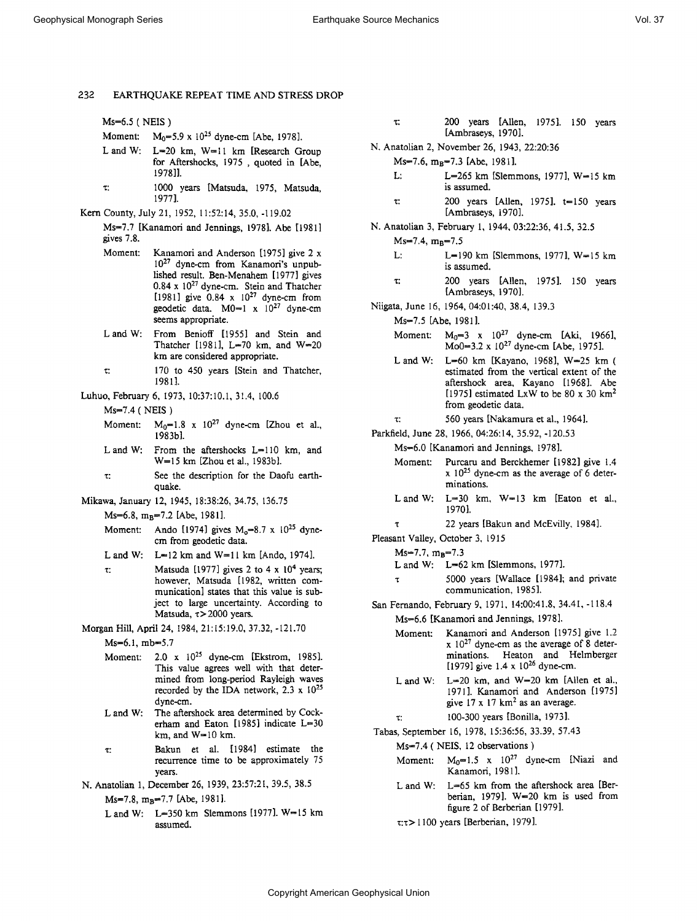Ms=6.5 ( NEIS )

Moment: $M_0$=5.9 x $10^{25}$ dyne-cm [Abe, 1978].

L and W: L=20 km, W=11 km [Research Group for Aftershocks, 1975 , quoted in [Abe, 1978]].

τ: 1000 years [Matsuda, 1975, Matsuda, 1977].

Kern County, July 21, 1952, 11:52:14, 35.0, -119.02

Ms=7.7 [Kanamori and Jennings, 1978]. Abe [1981] gives 7.8.

Moment: Kanamori and Anderson [1975] give 2 x $10^{27}$ dyne-cm from Kanamori's unpublished result. Ben-Menahem [1977] gives 0.84 x $10^{27}$ dyne-cm. Stein and Thatcher [1981] give 0.84 x $10^{27}$ dyne-cm from geodetic data. M0=1 x $10^{27}$ dyne-cm seems appropriate.

L and W: From Benioff [1955] and Stein and Thatcher [1981], L=70 km, and W=20 km are considered appropriate.

τ: 170 to 450 years [Stein and Thatcher, 1981].

Luhuo, February 6, 1973, 10:37:10.1, 31.4, 100.6

Ms=7.4 ( NEIS )

Moment: $M_0$=1.8 x $10^{27}$ dyne-cm [Zhou et al., 1983b].

L and W: From the aftershocks L=110 km, and W=15 km [Zhou et al., 1983b].

τ: See the description for the Daofu earthquake.

Mikawa, January 12, 1945, 18:38:26, 34.75, 136.75

Ms=6.8, $m_B$=7.2 [Abe, 1981].

Moment: Ando [1974] gives $M_0$=8.7 x $10^{25}$ dyne-cm from geodetic data.

L and W: L=12 km and W=11 km [Ando, 1974].

τ: Matsuda [1977] gives 2 to 4 x $10^4$ years; however, Matsuda [1982, written communication] states that this value is subject to large uncertainty. According to Matsuda, τ>2000 years.

Morgan Hill, April 24, 1984, 21:15:19.0, 37.32, -121.70

Ms=6.1, mb=5.7

Moment: 2.0 x $10^{25}$ dyne-cm [Ekstrom, 1985]. This value agrees well with that determined from long-period Rayleigh waves recorded by the IDA network, 2.3 x $10^{25}$ dyne-cm.

L and W: The aftershock area determined by Cockerham and Eaton [1985] indicate L=30 km, and W=10 km.

τ: Bakun et al. [1984] estimate the recurrence time to be approximately 75 years.

N. Anatolian 1, December 26, 1939, 23:57:21, 39.5, 38.5

Ms=7.8, $m_B$=7.7 [Abe, 1981].

L and W: L=350 km Slemmons [1977]. W=15 km assumed.

τ: 200 years [Allen, 1975]. 150 years [Ambraseys, 1970].

N. Anatolian 2, November 26, 1943, 22:20:36

Ms=7.6, $m_B$=7.3 [Abe, 1981].

L: L=265 km [Slemmons, 1977], W=15 km is assumed.

τ: 200 years [Allen, 1975]. t=150 years [Ambraseys, 1970].

N. Anatolian 3, February 1, 1944, 03:22:36, 41.5, 32.5

Ms=7.4, $m_B$=7.5

L: L=190 km [Slemmons, 1977], W=15 km is assumed.

τ: 200 years [Allen, 1975]. 150 years [Ambraseys, 1970].

Niigata, June 16, 1964, 04:01:40, 38.4, 139.3

Ms=7.5 [Abe, 1981].

Moment: $M_0$=3 x $10^{27}$ dyne-cm [Aki, 1966], Mo0=3.2 x $10^{27}$ dyne-cm [Abe, 1975].

L and W: L=60 km [Kayano, 1968], W=25 km ( estimated from the vertical extent of the aftershock area, Kayano [1968]. Abe [1975] estimated LxW to be 80 x 30 km$^2$ from geodetic data.

τ: 560 years [Nakamura et al., 1964].

Parkfield, June 28, 1966, 04:26:14, 35.92, -120.53

Ms=6.0 [Kanamori and Jennings, 1978].

Moment: Purcaru and Berckhemer [1982] give 1.4 x $10^{25}$ dyne-cm as the average of 6 determinations.

L and W: L=30 km, W=13 km [Eaton et al., 1970].

τ 22 years [Bakun and McEvilly, 1984].

Pleasant Valley, October 3, 1915

Ms=7.7, $m_B$=7.3

L and W: L=62 km [Slemmons, 1977].

τ 5000 years [Wallace [1984]; and private communication, 1985].

San Fernando, February 9, 1971, 14:00:41.8, 34.41, -118.4

Ms=6.6 [Kanamori and Jennings, 1978].

Moment: Kanamori and Anderson [1975] give 1.2 x $10^{27}$ dyne-cm as the average of 8 determinations. Heaton and Helmberger [1979] give 1.4 x $10^{26}$ dyne-cm.

L and W: L=20 km, and W=20 km [Allen et al., 1971]. Kanamori and Anderson [1975] give 17 x 17 km$^2$ as an average.

τ: 100-300 years [Bonilla, 1973].

Tabas, September 16, 1978, 15:36:56, 33.39, 57.43

Ms=7.4 ( NEIS, 12 observations )

Moment: $M_0$=1.5 x $10^{27}$ dyne-cm [Niazi and Kanamori, 1981].

L and W: L=65 km from the aftershock area [Berberian, 1979]. W=20 km is used from figure 2 of Berberian [1979].

τ:τ>1100 years [Berberian, 1979].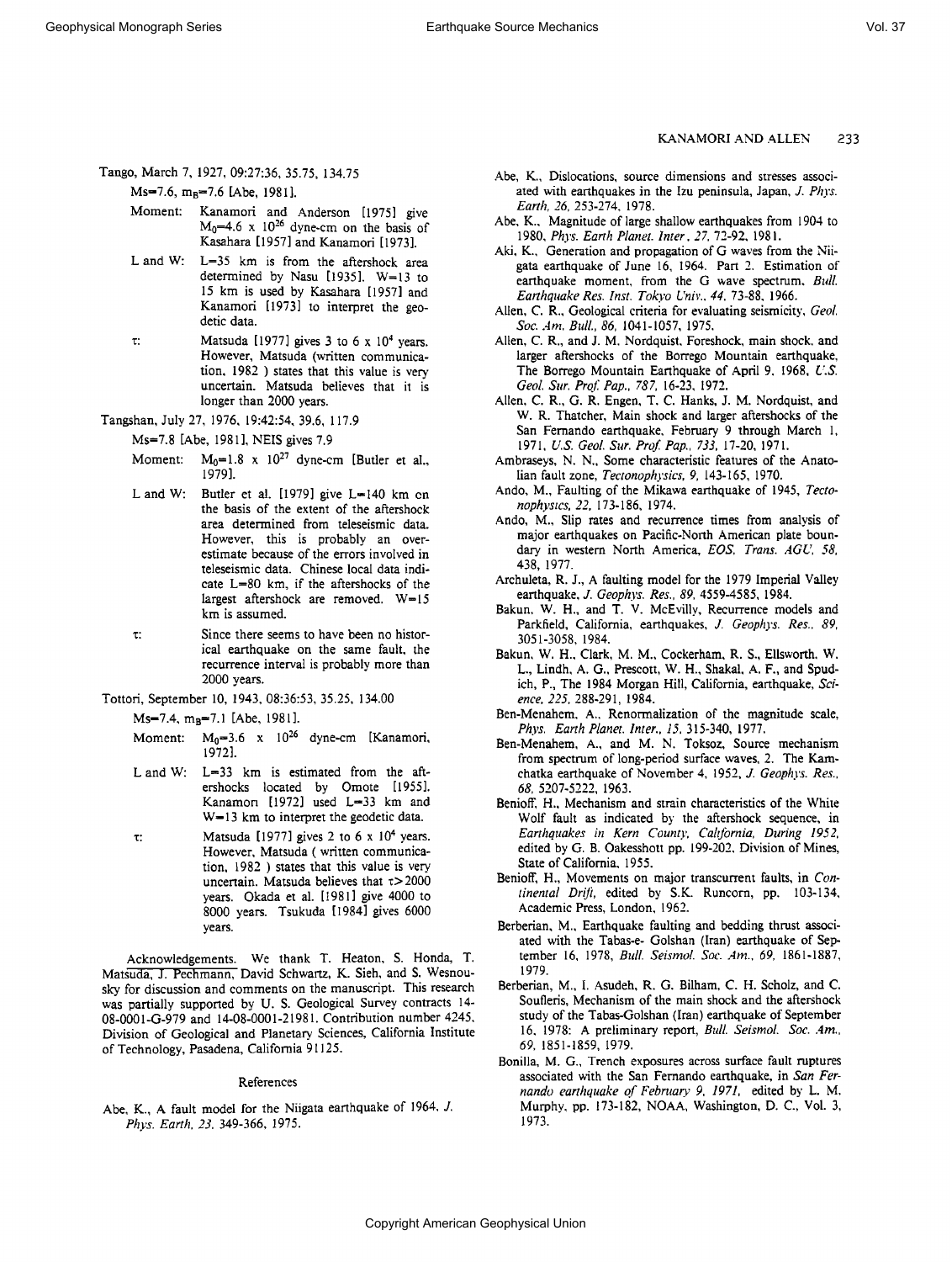Tango, March 7, 1927, 09:27:36, 35.75, 134.75

$M_s$=7.6, $m_B$=7.6 [Abe, 1981].

Moment: Kanamori and Anderson [1975] give $M_0$=4.6 x $10^{26}$ dyne-cm on the basis of Kasahara [1957] and Kanamori [1973].

L and W: L=35 km is from the aftershock area determined by Nasu [1935]. W=13 to 15 km is used by Kasahara [1957] and Kanamori [1973] to interpret the geodetic data.

$\tau$: Matsuda [1977] gives 3 to 6 x $10^4$ years. However, Matsuda (written communication, 1982 ) states that this value is very uncertain. Matsuda believes that it is longer than 2000 years.

Tangshan, July 27, 1976, 19:42:54, 39.6, 117.9

$M_s$=7.8 [Abe, 1981], NEIS gives 7.9

Moment: $M_0$=1.8 x $10^{27}$ dyne-cm [Butler et al., 1979].

L and W: Butler et al. [1979] give L=140 km on the basis of the extent of the aftershock area determined from teleseismic data. However, this is probably an overestimate because of the errors involved in teleseismic data. Chinese local data indicate L=80 km, if the aftershocks of the largest aftershock are removed. W=15 km is assumed.

$\tau$: Since there seems to have been no historical earthquake on the same fault, the recurrence interval is probably more than 2000 years.

Tottori, September 10, 1943, 08:36:53, 35.25, 134.00

$M_s$=7.4, $m_B$=7.1 [Abe, 1981].

Moment: $M_0$=3.6 x $10^{26}$ dyne-cm [Kanamori, 1972].

L and W: L=33 km is estimated from the aftershocks located by Omote [1955]. Kanamori [1972] used L=33 km and W=13 km to interpret the geodetic data.

$\tau$: Matsuda [1977] gives 2 to 6 x $10^4$ years. However, Matsuda ( written communication, 1982 ) states that this value is very uncertain. Matsuda believes that $\tau$>2000 years. Okada et al. [1981] give 4000 to 8000 years. Tsukuda [1984] gives 6000 years.

Acknowledgements. We thank T. Heaton, S. Honda, T. Matsuda, J. Pechmann, David Schwartz, K. Sieh, and S. Wesnousky for discussion and comments on the manuscript. This research was partially supported by U. S. Geological Survey contracts 14-08-0001-G-979 and 14-08-0001-21981. Contribution number 4245, Division of Geological and Planetary Sciences, California Institute of Technology, Pasadena, California 91125.

## References

Abe, K., A fault model for the Niigata earthquake of 1964, *J. Phys. Earth, 23*, 349-366, 1975.

Abe, K., Dislocations, source dimensions and stresses associated with earthquakes in the Izu peninsula, Japan, *J. Phys. Earth, 26*, 253-274, 1978.

Abe, K., Magnitude of large shallow earthquakes from 1904 to 1980, *Phys. Earth Planet. Inter., 27*, 72-92, 1981.

Aki, K., Generation and propagation of G waves from the Niigata earthquake of June 16, 1964. Part 2. Estimation of earthquake moment, from the G wave spectrum, *Bull. Earthquake Res. Inst. Tokyo Univ., 44*, 73-88, 1966.

Allen, C. R., Geological criteria for evaluating seismicity, *Geol. Soc. Am. Bull., 86*, 1041-1057, 1975.

Allen, C. R., and J. M. Nordquist, Foreshock, main shock, and larger aftershocks of the Borrego Mountain earthquake, The Borrego Mountain Earthquake of April 9, 1968, *U.S. Geol. Sur. Prof. Pap., 787*, 16-23, 1972.

Allen, C. R., G. R. Engen, T. C. Hanks, J. M. Nordquist, and W. R. Thatcher, Main shock and larger aftershocks of the San Fernando earthquake, February 9 through March 1, 1971, *U.S. Geol. Sur. Prof. Pap., 733*, 17-20, 1971.

Ambraseys, N. N., Some characteristic features of the Anatolian fault zone, *Tectonophysics, 9*, 143-165, 1970.

Ando, M., Faulting of the Mikawa earthquake of 1945, *Tectonophysics, 22*, 173-186, 1974.

Ando, M., Slip rates and recurrence times from analysis of major earthquakes on Pacific-North American plate boundary in western North America, *EOS, Trans. AGU, 58*, 438, 1977.

Archuleta, R. J., A faulting model for the 1979 Imperial Valley earthquake, *J. Geophys. Res., 89*, 4559-4585, 1984.

Bakun, W. H., and T. V. McEvilly, Recurrence models and Parkfield, California, earthquakes, *J. Geophys. Res., 89*, 3051-3058, 1984.

Bakun, W. H., Clark, M. M., Cockerham, R. S., Ellsworth, W. L., Lindh, A. G., Prescott, W. H., Shakal, A. F., and Spudich, P., The 1984 Morgan Hill, California, earthquake, *Science, 225*, 288-291, 1984.

Ben-Menahem, A., Renormalization of the magnitude scale, *Phys. Earth Planet. Inter., 15*, 315-340, 1977.

Ben-Menahem, A., and M. N. Toksoz, Source mechanism from spectrum of long-period surface waves, 2. The Kamchatka earthquake of November 4, 1952, *J. Geophys. Res., 68*, 5207-5222, 1963.

Benioff, H., Mechanism and strain characteristics of the White Wolf fault as indicated by the aftershock sequence, in *Earthquakes in Kern County, California, During 1952*, edited by G. B. Oakesshott pp. 199-202, Division of Mines, State of California, 1955.

Benioff, H., Movements on major transcurrent faults, in *Continental Drift*, edited by S.K. Runcorn, pp. 103-134, Academic Press, London, 1962.

Berberian, M., Earthquake faulting and bedding thrust associated with the Tabas-e- Golshan (Iran) earthquake of September 16, 1978, *Bull. Seismol. Soc. Am., 69*, 1861-1887, 1979.

Berberian, M., I. Asudeh, R. G. Bilham, C. H. Scholz, and C. Soufleris, Mechanism of the main shock and the aftershock study of the Tabas-Golshan (Iran) earthquake of September 16, 1978: A preliminary report, *Bull. Seismol. Soc. Am., 69*, 1851-1859, 1979.

Bonilla, M. G., Trench exposures across surface fault ruptures associated with the San Fernando earthquake, in *San Fernando earthquake of February 9, 1971*, edited by L. M. Murphy, pp. 173-182, NOAA, Washington, D. C., Vol. 3, 1973.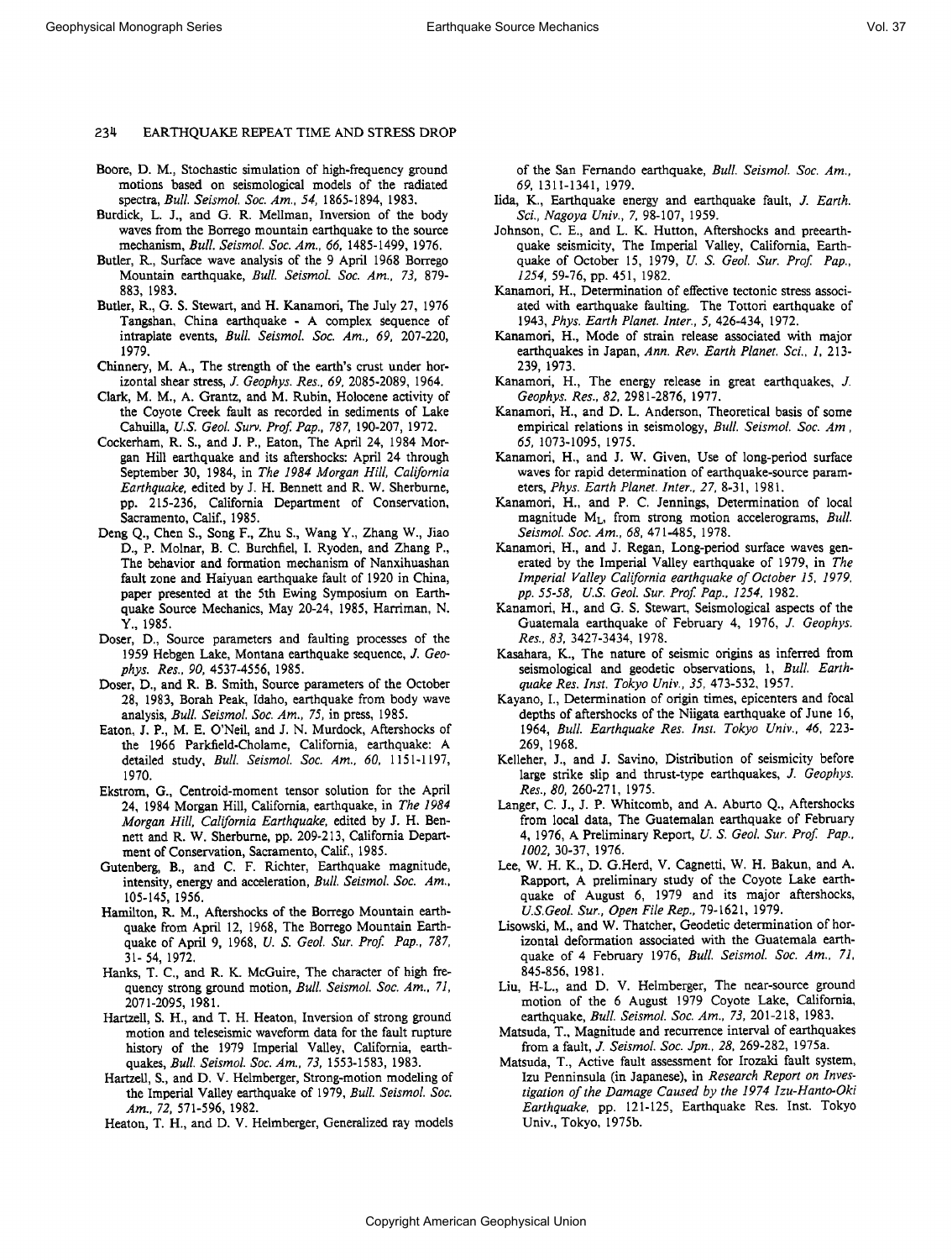Boore, D. M., Stochastic simulation of high-frequency ground motions based on seismological models of the radiated spectra, *Bull. Seismol. Soc. Am., 54*, 1865-1894, 1983.

Burdick, L. J., and G. R. Mellman, Inversion of the body waves from the Borrego mountain earthquake to the source mechanism, *Bull. Seismol. Soc. Am., 66*, 1485-1499, 1976.

Butler, R., Surface wave analysis of the 9 April 1968 Borrego Mountain earthquake, *Bull. Seismol. Soc. Am., 73*, 879-883, 1983.

Butler, R., G. S. Stewart, and H. Kanamori, The July 27, 1976 Tangshan, China earthquake - A complex sequence of intraplate events, *Bull. Seismol. Soc. Am., 69*, 207-220, 1979.

Chinnery, M. A., The strength of the earth's crust under horizontal shear stress, *J. Geophys. Res., 69*, 2085-2089, 1964.

Clark, M. M., A. Grantz, and M. Rubin, Holocene activity of the Coyote Creek fault as recorded in sediments of Lake Cahuilla, *U.S. Geol. Surv. Prof. Pap., 787*, 190-207, 1972.

Cockerham, R. S., and J. P., Eaton, The April 24, 1984 Morgan Hill earthquake and its aftershocks: April 24 through September 30, 1984, in *The 1984 Morgan Hill, California Earthquake*, edited by J. H. Bennett and R. W. Sherburne, pp. 215-236, California Department of Conservation, Sacramento, Calif., 1985.

Deng Q., Chen S., Song F., Zhu S., Wang Y., Zhang W., Jiao D., P. Molnar, B. C. Burchfiel, I. Ryoden, and Zhang P., The behavior and formation mechanism of Nanxihuashan fault zone and Haiyuan earthquake fault of 1920 in China, paper presented at the 5th Ewing Symposium on Earthquake Source Mechanics, May 20-24, 1985, Harriman, N. Y., 1985.

Doser, D., Source parameters and faulting processes of the 1959 Hebgen Lake, Montana earthquake sequence, *J. Geophys. Res., 90*, 4537-4556, 1985.

Doser, D., and R. B. Smith, Source parameters of the October 28, 1983, Borah Peak, Idaho, earthquake from body wave analysis, *Bull. Seismol. Soc. Am., 75*, in press, 1985.

Eaton, J. P., M. E. O'Neil, and J. N. Murdock, Aftershocks of the 1966 Parkfield-Cholame, California, earthquake: A detailed study, *Bull. Seismol. Soc. Am., 60*, 1151-1197, 1970.

Ekstrom, G., Centroid-moment tensor solution for the April 24, 1984 Morgan Hill, California, earthquake, in *The 1984 Morgan Hill, California Earthquake*, edited by J. H. Bennett and R. W. Sherburne, pp. 209-213, California Department of Conservation, Sacramento, Calif., 1985.

Gutenberg, B., and C. F. Richter, Earthquake magnitude, intensity, energy and acceleration, *Bull. Seismol. Soc. Am.*, 105-145, 1956.

Hamilton, R. M., Aftershocks of the Borrego Mountain earthquake from April 12, 1968, The Borrego Mountain Earthquake of April 9, 1968, *U. S. Geol. Sur. Prof. Pap., 787*, 31- 54, 1972.

Hanks, T. C., and R. K. McGuire, The character of high frequency strong ground motion, *Bull. Seismol. Soc. Am., 71*, 2071-2095, 1981.

Hartzell, S. H., and T. H. Heaton, Inversion of strong ground motion and teleseismic waveform data for the fault rupture history of the 1979 Imperial Valley, California, earthquakes, *Bull. Seismol. Soc. Am., 73*, 1553-1583, 1983.

Hartzell, S., and D. V. Helmberger, Strong-motion modeling of the Imperial Valley earthquake of 1979, *Bull. Seismol. Soc. Am., 72*, 571-596, 1982.

Heaton, T. H., and D. V. Helmberger, Generalized ray models of the San Fernando earthquake, *Bull. Seismol. Soc. Am., 69*, 1311-1341, 1979.

Iida, K., Earthquake energy and earthquake fault, *J. Earth. Sci., Nagoya Univ., 7*, 98-107, 1959.

Johnson, C. E., and L. K. Hutton, Aftershocks and preearthquake seismicity, The Imperial Valley, California, Earthquake of October 15, 1979, *U. S. Geol. Sur. Prof. Pap., 1254*, 59-76, pp. 451, 1982.

Kanamori, H., Determination of effective tectonic stress associated with earthquake faulting. The Tottori earthquake of 1943, *Phys. Earth Planet. Inter., 5*, 426-434, 1972.

Kanamori, H., Mode of strain release associated with major earthquakes in Japan, *Ann. Rev. Earth Planet. Sci., 1*, 213-239, 1973.

Kanamori, H., The energy release in great earthquakes, *J. Geophys. Res., 82*, 2981-2876, 1977.

Kanamori, H., and D. L. Anderson, Theoretical basis of some empirical relations in seismology, *Bull. Seismol. Soc. Am., 65*, 1073-1095, 1975.

Kanamori, H., and J. W. Given, Use of long-period surface waves for rapid determination of earthquake-source parameters, *Phys. Earth Planet. Inter., 27*, 8-31, 1981.

Kanamori, H., and P. C. Jennings, Determination of local magnitude $M_L$, from strong motion accelerograms, *Bull. Seismol. Soc. Am., 68*, 471-485, 1978.

Kanamori, H., and J. Regan, Long-period surface waves generated by the Imperial Valley earthquake of 1979, in *The Imperial Valley California earthquake of October 15, 1979, pp. 55-58, U.S. Geol. Sur. Prof. Pap., 1254*, 1982.

Kanamori, H., and G. S. Stewart, Seismological aspects of the Guatemala earthquake of February 4, 1976, *J. Geophys. Res., 83*, 3427-3434, 1978.

Kasahara, K., The nature of seismic origins as inferred from seismological and geodetic observations, 1, *Bull. Earthquake Res. Inst. Tokyo Univ., 35*, 473-532, 1957.

Kayano, I., Determination of origin times, epicenters and focal depths of aftershocks of the Niigata earthquake of June 16, 1964, *Bull. Earthquake Res. Inst. Tokyo Univ., 46*, 223-269, 1968.

Kelleher, J., and J. Savino, Distribution of seismicity before large strike slip and thrust-type earthquakes, *J. Geophys. Res., 80*, 260-271, 1975.

Langer, C. J., J. P. Whitcomb, and A. Aburto Q., Aftershocks from local data, The Guatemalan earthquake of February 4, 1976, A Preliminary Report, *U. S. Geol. Sur. Prof. Pap., 1002*, 30-37, 1976.

Lee, W. H. K., D. G.Herd, V. Cagnetti, W. H. Bakun, and A. Rapport, A preliminary study of the Coyote Lake earthquake of August 6, 1979 and its major aftershocks, *U.S.Geol. Sur., Open File Rep.*, 79-1621, 1979.

Lisowski, M., and W. Thatcher, Geodetic determination of horizontal deformation associated with the Guatemala earthquake of 4 February 1976, *Bull. Seismol. Soc. Am., 71*, 845-856, 1981.

Liu, H-L., and D. V. Helmberger, The near-source ground motion of the 6 August 1979 Coyote Lake, California, earthquake, *Bull. Seismol. Soc. Am., 73*, 201-218, 1983.

Matsuda, T., Magnitude and recurrence interval of earthquakes from a fault, *J. Seismol. Soc. Jpn., 28*, 269-282, 1975a.

Matsuda, T., Active fault assessment for Irozaki fault system, Izu Penninsula (in Japanese), in *Research Report on Investigation of the Damage Caused by the 1974 Izu-Hanto-Oki Earthquake*, pp. 121-125, Earthquake Res. Inst. Tokyo Univ., Tokyo, 1975b.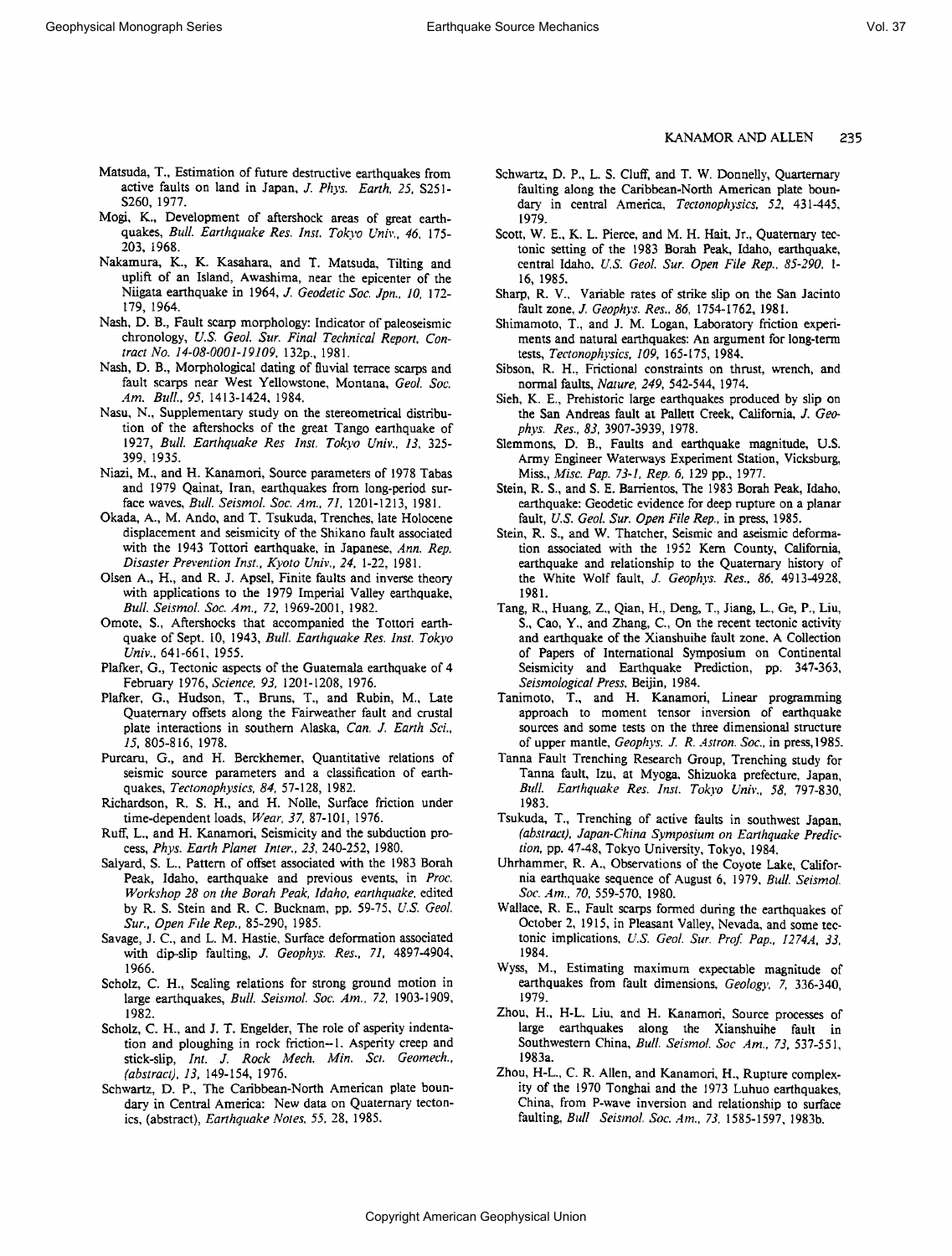Matsuda, T., Estimation of future destructive earthquakes from active faults on land in Japan, *J. Phys. Earth, 25,* S251-S260, 1977.

Mogi, K., Development of aftershock areas of great earthquakes, *Bull. Earthquake Res. Inst. Tokyo Univ., 46,* 175-203, 1968.

Nakamura, K., K. Kasahara, and T. Matsuda, Tilting and uplift of an Island, Awashima, near the epicenter of the Niigata earthquake in 1964, *J. Geodetic Soc. Jpn., 10,* 172-179, 1964.

Nash, D. B., Fault scarp morphology: Indicator of paleoseismic chronology, *U.S. Geol. Sur. Final Technical Report, Contract No. 14-08-0001-19109,* 132p., 1981.

Nash, D. B., Morphological dating of fluvial terrace scarps and fault scarps near West Yellowstone, Montana, *Geol. Soc. Am. Bull., 95,* 1413-1424, 1984.

Nasu, N., Supplementary study on the stereometrical distribution of the aftershocks of the great Tango earthquake of 1927, *Bull. Earthquake Res Inst. Tokyo Univ., 13,* 325-399, 1935.

Niazi, M., and H. Kanamori, Source parameters of 1978 Tabas and 1979 Qainat, Iran, earthquakes from long-period surface waves, *Bull. Seismol. Soc. Am., 71,* 1201-1213, 1981.

Okada, A., M. Ando, and T. Tsukuda, Trenches, late Holocene displacement and seismicity of the Shikano fault associated with the 1943 Tottori earthquake, in Japanese, *Ann. Rep. Disaster Prevention Inst., Kyoto Univ., 24,* 1-22, 1981.

Olsen A., H., and R. J. Apsel, Finite faults and inverse theory with applications to the 1979 Imperial Valley earthquake, *Bull. Seismol. Soc. Am., 72,* 1969-2001, 1982.

Omote, S., Aftershocks that accompanied the Tottori earthquake of Sept. 10, 1943, *Bull. Earthquake Res. Inst. Tokyo Univ.,* 641-661, 1955.

Plafker, G., Tectonic aspects of the Guatemala earthquake of 4 February 1976, *Science, 93,* 1201-1208, 1976.

Plafker, G., Hudson, T., Bruns, T., and Rubin, M., Late Quaternary offsets along the Fairweather fault and crustal plate interactions in southern Alaska, *Can. J. Earth Sci., 15,* 805-816, 1978.

Purcaru, G., and H. Berckhemer, Quantitative relations of seismic source parameters and a classification of earthquakes, *Tectonophysics, 84,* 57-128, 1982.

Richardson, R. S. H., and H. Nolle, Surface friction under time-dependent loads, *Wear, 37,* 87-101, 1976.

Ruff, L., and H. Kanamori, Seismicity and the subduction process, *Phys. Earth Planet Inter., 23,* 240-252, 1980.

Salyard, S. L., Pattern of offset associated with the 1983 Borah Peak, Idaho, earthquake and previous events, in *Proc. Workshop 28 on the Borah Peak, Idaho, earthquake,* edited by R. S. Stein and R. C. Bucknam, pp. 59-75, *U.S. Geol. Sur., Open File Rep.,* 85-290, 1985.

Savage, J. C., and L. M. Hastie, Surface deformation associated with dip-slip faulting, *J. Geophys. Res., 71,* 4897-4904, 1966.

Scholz, C. H., Scaling relations for strong ground motion in large earthquakes, *Bull. Seismol. Soc. Am., 72,* 1903-1909, 1982.

Scholz, C. H., and J. T. Engelder, The role of asperity indentation and ploughing in rock friction--1. Asperity creep and stick-slip, *Int. J. Rock Mech. Min. Sci. Geomech., (abstract), 13,* 149-154, 1976.

Schwartz, D. P., The Caribbean-North American plate boundary in Central America: New data on Quaternary tectonics, (abstract), *Earthquake Notes, 55,* 28, 1985.

Schwartz, D. P., L. S. Cluff, and T. W. Donnelly, Quaternary faulting along the Caribbean-North American plate boundary in central America, *Tectonophysics, 52,* 431-445, 1979.

Scott, W. E., K. L. Pierce, and M. H. Hait, Jr., Quaternary tectonic setting of the 1983 Borah Peak, Idaho, earthquake, central Idaho, *U.S. Geol. Sur. Open File Rep., 85-290,* 1-16, 1985.

Sharp, R. V., Variable rates of strike slip on the San Jacinto fault zone, *J. Geophys. Res., 86,* 1754-1762, 1981.

Shimamoto, T., and J. M. Logan, Laboratory friction experiments and natural earthquakes: An argument for long-term tests, *Tectonophysics, 109,* 165-175, 1984.

Sibson, R. H., Frictional constraints on thrust, wrench, and normal faults, *Nature, 249,* 542-544, 1974.

Sieh, K. E., Prehistoric large earthquakes produced by slip on the San Andreas fault at Pallett Creek, California, *J. Geophys. Res., 83,* 3907-3939, 1978.

Slemmons, D. B., Faults and earthquake magnitude, U.S. Army Engineer Waterways Experiment Station, Vicksburg, Miss., *Misc. Pap. 73-1, Rep. 6,* 129 pp., 1977.

Stein, R. S., and S. E. Barrientos, The 1983 Borah Peak, Idaho, earthquake: Geodetic evidence for deep rupture on a planar fault, *U.S. Geol. Sur. Open File Rep.,* in press, 1985.

Stein, R. S., and W. Thatcher, Seismic and aseismic deformation associated with the 1952 Kern County, California, earthquake and relationship to the Quaternary history of the White Wolf fault, *J. Geophys. Res., 86,* 4913-4928, 1981.

Tang, R., Huang, Z., Qian, H., Deng, T., Jiang, L., Ge, P., Liu, S., Cao, Y., and Zhang, C., On the recent tectonic activity and earthquake of the Xianshuihe fault zone, A Collection of Papers of International Symposium on Continental Seismicity and Earthquake Prediction, pp. 347-363, *Seismological Press,* Beijin, 1984.

Tanimoto, T., and H. Kanamori, Linear programming approach to moment tensor inversion of earthquake sources and some tests on the three dimensional structure of upper mantle, *Geophys. J. R. Astron. Soc.,* in press, 1985.

Tanna Fault Trenching Research Group, Trenching study for Tanna fault, Izu, at Myoga, Shizuoka prefecture, Japan, *Bull. Earthquake Res. Inst. Tokyo Univ., 58,* 797-830, 1983.

Tsukuda, T., Trenching of active faults in southwest Japan, *(abstract), Japan-China Symposium on Earthquake Prediction,* pp. 47-48, Tokyo University, Tokyo, 1984.

Uhrhammer, R. A., Observations of the Coyote Lake, California earthquake sequence of August 6, 1979, *Bull. Seismol. Soc. Am., 70,* 559-570, 1980.

Wallace, R. E., Fault scarps formed during the earthquakes of October 2, 1915, in Pleasant Valley, Nevada, and some tectonic implications, *U.S. Geol. Sur. Prof. Pap., 1274A, 33,* 1984.

Wyss, M., Estimating maximum expectable magnitude of earthquakes from fault dimensions, *Geology, 7,* 336-340, 1979.

Zhou, H., H-L. Liu, and H. Kanamori, Source processes of large earthquakes along the Xianshuihe fault in Southwestern China, *Bull. Seismol. Soc Am., 73,* 537-551, 1983a.

Zhou, H-L., C. R. Allen, and Kanamori, H., Rupture complexity of the 1970 Tonghai and the 1973 Luhuo earthquakes, China, from P-wave inversion and relationship to surface faulting, *Bull Seismol. Soc. Am., 73,* 1585-1597, 1983b.